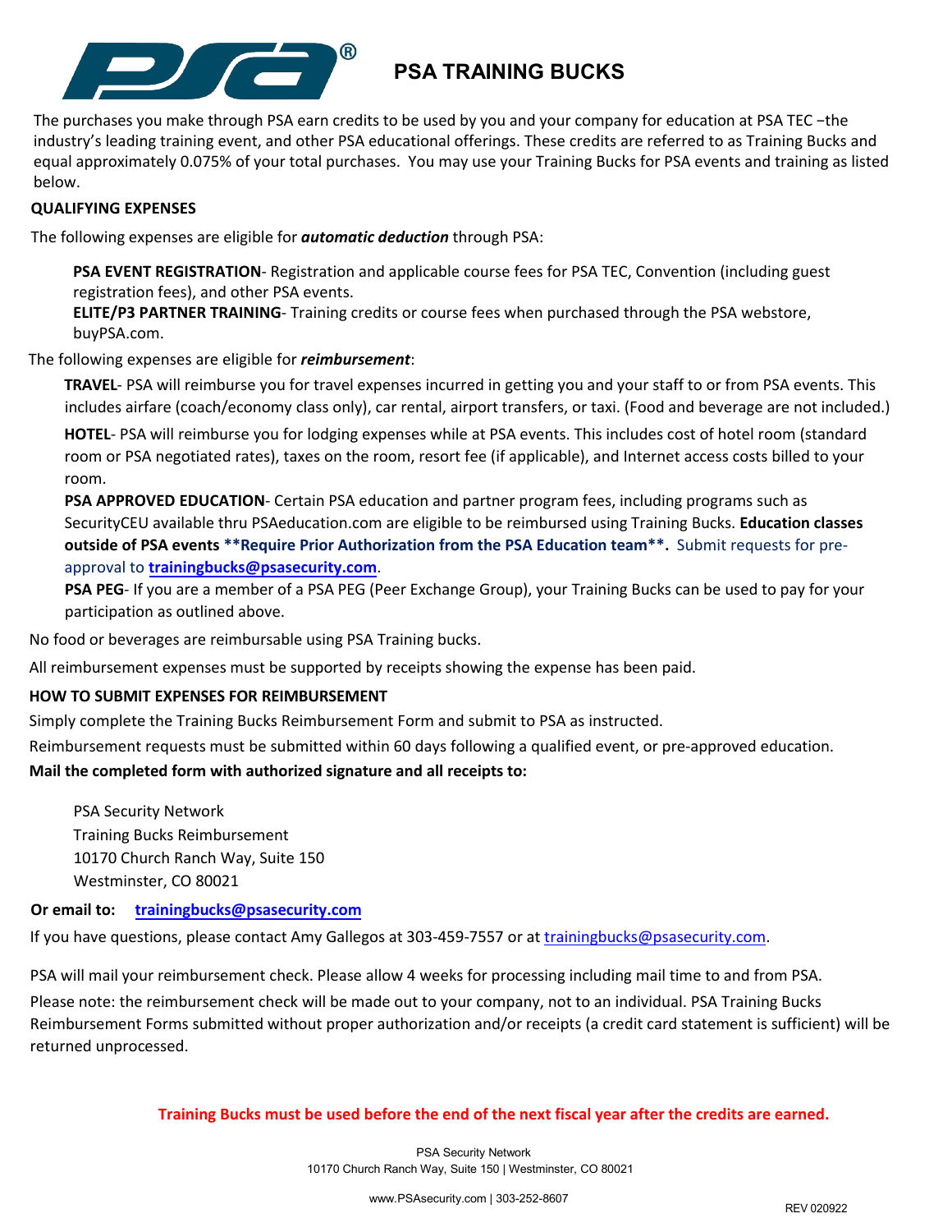# PSA TRAINING BUCKS

The purchases you make through PSA earn credits to be used by you and your company for education at PSA TEC –the industry's leading training event, and other PSA educational offerings. These credits are referred to as Training Bucks and equal approximately 0.075% of your total purchases. You may use your Training Bucks for PSA events and training as listed below.

**QUALIFYING EXPENSES**

The following expenses are eligible for ***automatic deduction*** through PSA:

**PSA EVENT REGISTRATION**- Registration and applicable course fees for PSA TEC, Convention (including guest registration fees), and other PSA events.
**ELITE/P3 PARTNER TRAINING**- Training credits or course fees when purchased through the PSA webstore, buyPSA.com.

The following expenses are eligible for ***reimbursement***:

**TRAVEL**- PSA will reimburse you for travel expenses incurred in getting you and your staff to or from PSA events. This includes airfare (coach/economy class only), car rental, airport transfers, or taxi. (Food and beverage are not included.)

**HOTEL**- PSA will reimburse you for lodging expenses while at PSA events. This includes cost of hotel room (standard room or PSA negotiated rates), taxes on the room, resort fee (if applicable), and Internet access costs billed to your room.

**PSA APPROVED EDUCATION**- Certain PSA education and partner program fees, including programs such as SecurityCEU available thru PSAeducation.com are eligible to be reimbursed using Training Bucks. **Education classes outside of PSA events \*\*Require Prior Authorization from the PSA Education team\*\*.** Submit requests for pre-approval to **trainingbucks@psasecurity.com**.

**PSA PEG**- If you are a member of a PSA PEG (Peer Exchange Group), your Training Bucks can be used to pay for your participation as outlined above.

No food or beverages are reimbursable using PSA Training bucks.

All reimbursement expenses must be supported by receipts showing the expense has been paid.

**HOW TO SUBMIT EXPENSES FOR REIMBURSEMENT**

Simply complete the Training Bucks Reimbursement Form and submit to PSA as instructed.

Reimbursement requests must be submitted within 60 days following a qualified event, or pre-approved education.

**Mail the completed form with authorized signature and all receipts to:**

PSA Security Network
Training Bucks Reimbursement
10170 Church Ranch Way, Suite 150
Westminster, CO 80021

**Or email to:** **trainingbucks@psasecurity.com**

If you have questions, please contact Amy Gallegos at 303-459-7557 or at trainingbucks@psasecurity.com.

PSA will mail your reimbursement check. Please allow 4 weeks for processing including mail time to and from PSA.

Please note: the reimbursement check will be made out to your company, not to an individual. PSA Training Bucks Reimbursement Forms submitted without proper authorization and/or receipts (a credit card statement is sufficient) will be returned unprocessed.

**Training Bucks must be used before the end of the next fiscal year after the credits are earned.**

PSA Security Network
10170 Church Ranch Way, Suite 150 | Westminster, CO 80021

www.PSAsecurity.com | 303-252-8607

REV 020922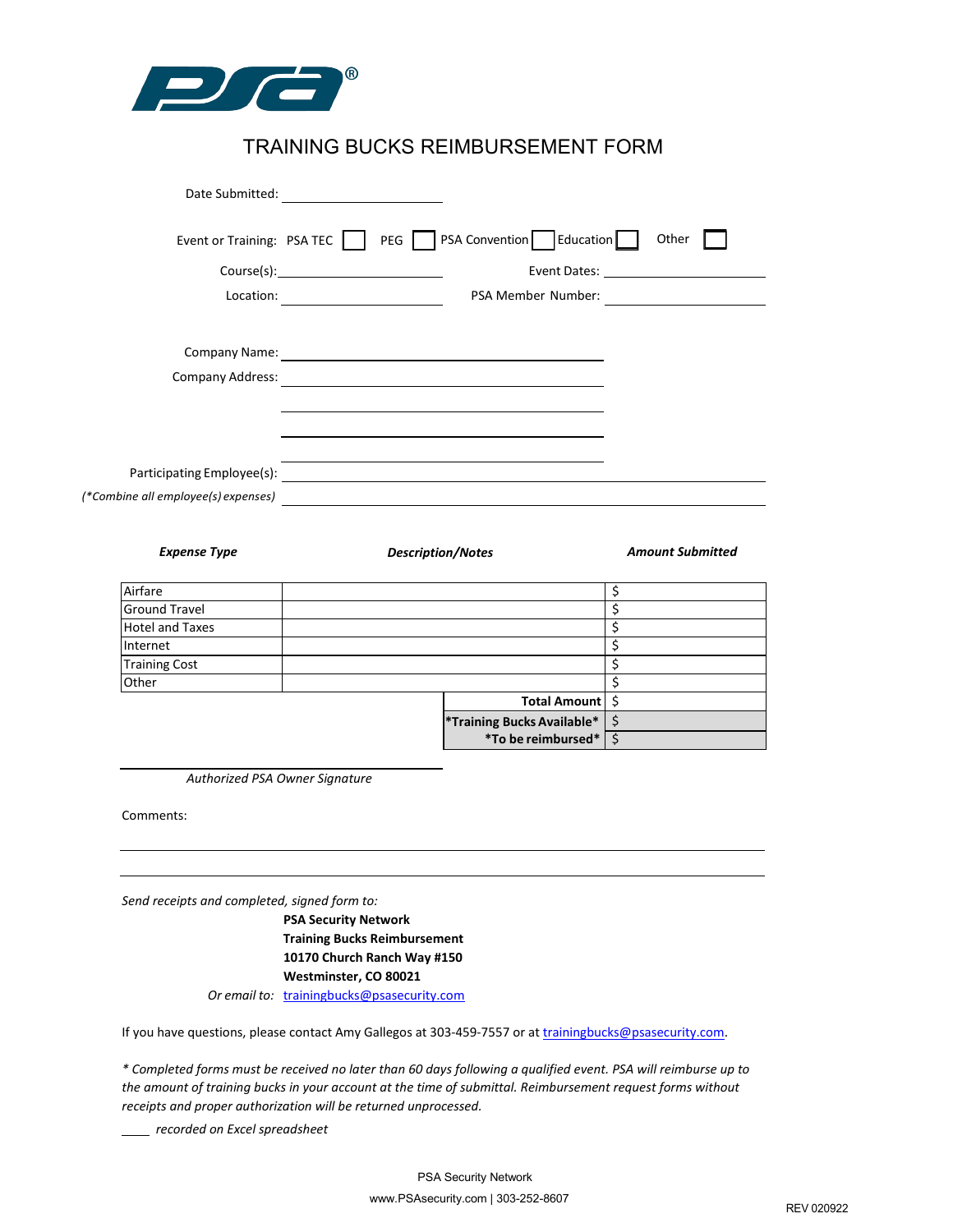# TRAINING BUCKS REIMBURSEMENT FORM

Date Submitted: ____________________

Event or Training: PSA TEC ☐ PEG ☐ PSA Convention ☐ Education ☐ Other ☐

Course(s): ____________________ Event Dates: ____________________

Location: ____________________ PSA Member Number: ____________________

Company Name: ________________________________________

Company Address: ________________________________________

________________________________________

________________________________________

________________________________________

Participating Employee(s): ________________________________________

*(*Combine all employee(s) expenses)* ________________________________________

| ***Expense Type*** | ***Description/Notes*** | ***Amount Submitted*** |
|---|---|---|
| Airfare | | $ |
| Ground Travel | | $ |
| Hotel and Taxes | | $ |
| Internet | | $ |
| Training Cost | | $ |
| Other | | $ |
| | **Total Amount** | $ |
| | ***Training Bucks Available*** | $ |
| | ***To be reimbursed*** | $ |

____________________________________

*Authorized PSA Owner Signature*

Comments:

________________________________________________________________________

________________________________________________________________________

*Send receipts and completed, signed form to:*

**PSA Security Network**
**Training Bucks Reimbursement**
**10170 Church Ranch Way #150**
**Westminster, CO 80021**

*Or email to:* trainingbucks@psasecurity.com

If you have questions, please contact Amy Gallegos at 303-459-7557 or at trainingbucks@psasecurity.com.

*\* Completed forms must be received no later than 60 days following a qualified event. PSA will reimburse up to the amount of training bucks in your account at the time of submittal. Reimbursement request forms without receipts and proper authorization will be returned unprocessed.*

____ *recorded on Excel spreadsheet*

PSA Security Network
www.PSAsecurity.com | 303-252-8607

REV 020922